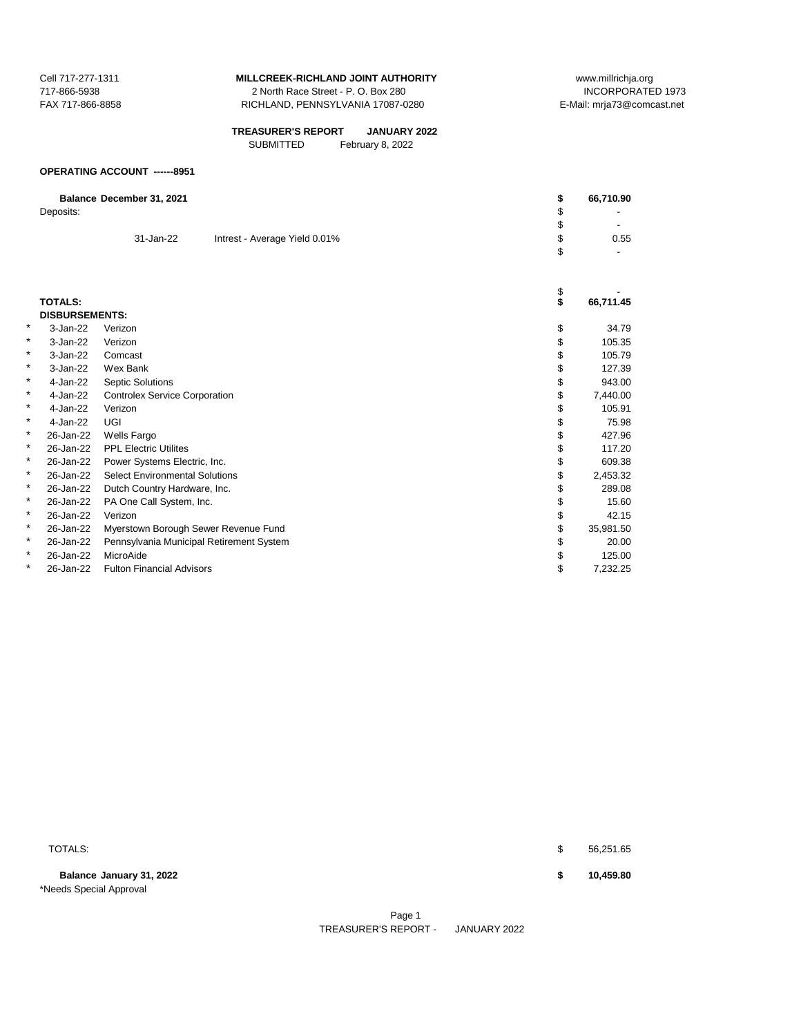Cell 717-277-1311
717-866-5938
FAX 717-866-8858

**MILLCREEK-RICHLAND JOINT AUTHORITY**
2 North Race Street - P. O. Box 280
RICHLAND, PENNSYLVANIA 17087-0280

www.millrichja.org
INCORPORATED 1973
E-Mail: mrja73@comcast.net

**TREASURER'S REPORT JANUARY 2022**
SUBMITTED February 8, 2022

**OPERATING ACCOUNT ------8951**

| | | | | |
|---|---|---|---|---|
| | **Balance December 31, 2021** | | **$** | **66,710.90** |
| | Deposits: | | $ | - |
| | | | $ | - |
| | 31-Jan-22 | Intrest - Average Yield 0.01% | $ | 0.55 |
| | | | $ | - |
| | | | $ | - |
| | **TOTALS:** | | **$** | **66,711.45** |
| | **DISBURSEMENTS:** | | | |
| * | 3-Jan-22 | Verizon | $ | 34.79 |
| * | 3-Jan-22 | Verizon | $ | 105.35 |
| * | 3-Jan-22 | Comcast | $ | 105.79 |
| * | 3-Jan-22 | Wex Bank | $ | 127.39 |
| * | 4-Jan-22 | Septic Solutions | $ | 943.00 |
| * | 4-Jan-22 | Controlex Service Corporation | $ | 7,440.00 |
| * | 4-Jan-22 | Verizon | $ | 105.91 |
| * | 4-Jan-22 | UGI | $ | 75.98 |
| * | 26-Jan-22 | Wells Fargo | $ | 427.96 |
| * | 26-Jan-22 | PPL Electric Utilites | $ | 117.20 |
| * | 26-Jan-22 | Power Systems Electric, Inc. | $ | 609.38 |
| * | 26-Jan-22 | Select Environmental Solutions | $ | 2,453.32 |
| * | 26-Jan-22 | Dutch Country Hardware, Inc. | $ | 289.08 |
| * | 26-Jan-22 | PA One Call System, Inc. | $ | 15.60 |
| * | 26-Jan-22 | Verizon | $ | 42.15 |
| * | 26-Jan-22 | Myerstown Borough Sewer Revenue Fund | $ | 35,981.50 |
| * | 26-Jan-22 | Pennsylvania Municipal Retirement System | $ | 20.00 |
| * | 26-Jan-22 | MicroAide | $ | 125.00 |
| * | 26-Jan-22 | Fulton Financial Advisors | $ | 7,232.25 |
| | TOTALS: | | $ | 56,251.65 |
| | **Balance January 31, 2022** | | **$** | **10,459.80** |

*Needs Special Approval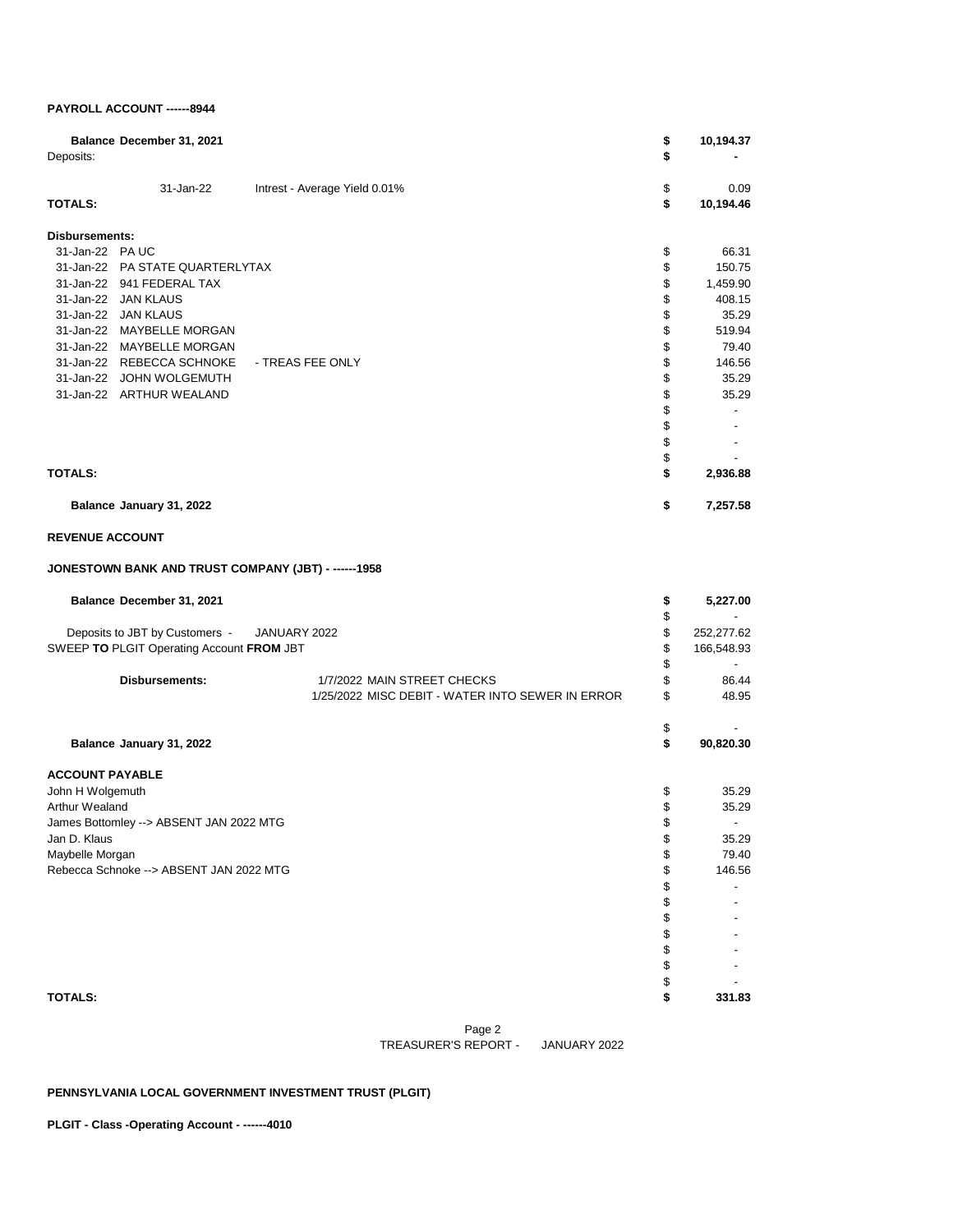**PAYROLL ACCOUNT ------8944**

| | | | |
|---|---|---|---|
| **Balance December 31, 2021** | | **$** | **10,194.37** |
| Deposits: | | **$** | **-** |
| 31-Jan-22 | Intrest - Average Yield 0.01% | $ | 0.09 |
| **TOTALS:** | | **$** | **10,194.46** |

**Disbursements:**

| | | | |
|---|---|---|---|
| 31-Jan-22 | PA UC | $ | 66.31 |
| 31-Jan-22 | PA STATE QUARTERLYTAX | $ | 150.75 |
| 31-Jan-22 | 941 FEDERAL TAX | $ | 1,459.90 |
| 31-Jan-22 | JAN KLAUS | $ | 408.15 |
| 31-Jan-22 | JAN KLAUS | $ | 35.29 |
| 31-Jan-22 | MAYBELLE MORGAN | $ | 519.94 |
| 31-Jan-22 | MAYBELLE MORGAN | $ | 79.40 |
| 31-Jan-22 | REBECCA SCHNOKE - TREAS FEE ONLY | $ | 146.56 |
| 31-Jan-22 | JOHN WOLGEMUTH | $ | 35.29 |
| 31-Jan-22 | ARTHUR WEALAND | $ | 35.29 |
| | | $ | - |
| | | $ | - |
| | | $ | - |
| | | $ | - |
| **TOTALS:** | | **$** | **2,936.88** |
| **Balance January 31, 2022** | | **$** | **7,257.58** |

**REVENUE ACCOUNT**

**JONESTOWN BANK AND TRUST COMPANY (JBT) - ------1958**

| | | | |
|---|---|---|---|
| **Balance December 31, 2021** | | **$** | **5,227.00** |
| | | $ | - |
| Deposits to JBT by Customers - JANUARY 2022 | | $ | 252,277.62 |
| SWEEP **TO** PLGIT Operating Account **FROM** JBT | | $ | 166,548.93 |
| | | $ | - |
| **Disbursements:** | 1/7/2022 MAIN STREET CHECKS | $ | 86.44 |
| | 1/25/2022 MISC DEBIT - WATER INTO SEWER IN ERROR | $ | 48.95 |
| | | $ | - |
| **Balance January 31, 2022** | | **$** | **90,820.30** |

**ACCOUNT PAYABLE**

| | | |
|---|---|---|
| John H Wolgemuth | $ | 35.29 |
| Arthur Wealand | $ | 35.29 |
| James Bottomley --> ABSENT JAN 2022 MTG | $ | - |
| Jan D. Klaus | $ | 35.29 |
| Maybelle Morgan | $ | 79.40 |
| Rebecca Schnoke --> ABSENT JAN 2022 MTG | $ | 146.56 |
| | $ | - |
| | $ | - |
| | $ | - |
| | $ | - |
| | $ | - |
| | $ | - |
| | $ | - |
| **TOTALS:** | **$** | **331.83** |

**PENNSYLVANIA LOCAL GOVERNMENT INVESTMENT TRUST (PLGIT)**

**PLGIT - Class -Operating Account - ------4010**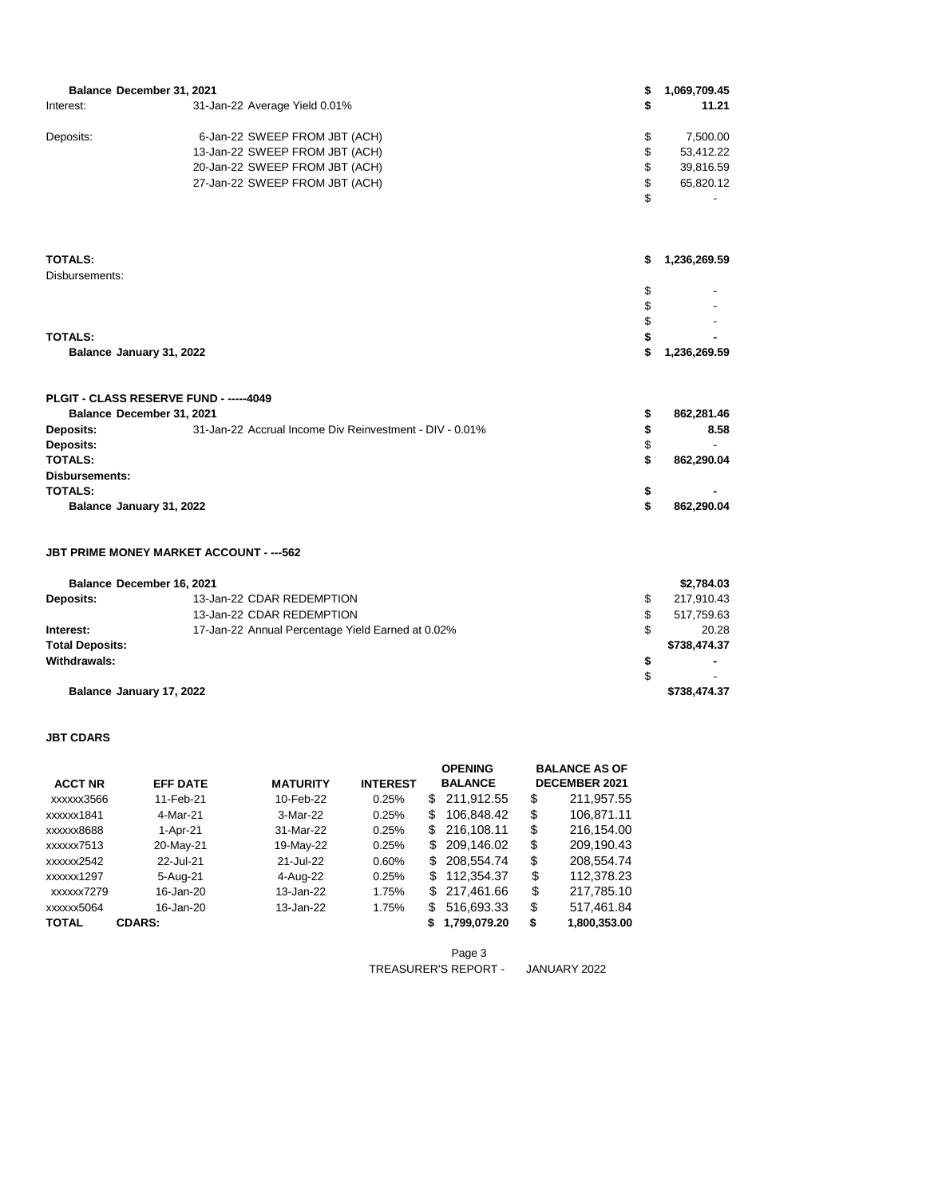| | | | |
|---|---|---|---|
| **Balance December 31, 2021** | | **$** | **1,069,709.45** |
| Interest: | 31-Jan-22 Average Yield 0.01% | **$** | **11.21** |
| Deposits: | 6-Jan-22 SWEEP FROM JBT (ACH) | $ | 7,500.00 |
| | 13-Jan-22 SWEEP FROM JBT (ACH) | $ | 53,412.22 |
| | 20-Jan-22 SWEEP FROM JBT (ACH) | $ | 39,816.59 |
| | 27-Jan-22 SWEEP FROM JBT (ACH) | $ | 65,820.12 |
| | | $ | - |
| **TOTALS:** | | **$** | **1,236,269.59** |
| Disbursements: | | | |
| | | $ | - |
| | | $ | - |
| | | $ | - |
| **TOTALS:** | | **$** | **-** |
| **Balance January 31, 2022** | | **$** | **1,236,269.59** |

**PLGIT - CLASS RESERVE FUND - -----4049**

| | | | |
|---|---|---|---|
| **Balance December 31, 2021** | | **$** | **862,281.46** |
| **Deposits:** | 31-Jan-22 Accrual Income Div Reinvestment - DIV - 0.01% | **$** | **8.58** |
| **Deposits:** | | $ | - |
| **TOTALS:** | | **$** | **862,290.04** |
| **Disbursements:** | | | |
| **TOTALS:** | | **$** | **-** |
| **Balance January 31, 2022** | | **$** | **862,290.04** |

**JBT PRIME MONEY MARKET ACCOUNT - ---562**

| | | | |
|---|---|---|---|
| **Balance December 16, 2021** | | | **$2,784.03** |
| **Deposits:** | 13-Jan-22 CDAR REDEMPTION | $ | 217,910.43 |
| | 13-Jan-22 CDAR REDEMPTION | $ | 517,759.63 |
| **Interest:** | 17-Jan-22 Annual Percentage Yield Earned at 0.02% | $ | 20.28 |
| **Total Deposits:** | | | **$738,474.37** |
| **Withdrawals:** | | **$** | **-** |
| | | $ | - |
| **Balance January 17, 2022** | | | **$738,474.37** |

**JBT CDARS**

| ACCT NR | EFF DATE | MATURITY | INTEREST | OPENING BALANCE | BALANCE AS OF DECEMBER 2021 |
|---|---|---|---|---|---|
| xxxxxx3566 | 11-Feb-21 | 10-Feb-22 | 0.25% | $ 211,912.55 | $ 211,957.55 |
| xxxxxx1841 | 4-Mar-21 | 3-Mar-22 | 0.25% | $ 106,848.42 | $ 106,871.11 |
| xxxxxx8688 | 1-Apr-21 | 31-Mar-22 | 0.25% | $ 216,108.11 | $ 216,154.00 |
| xxxxxx7513 | 20-May-21 | 19-May-22 | 0.25% | $ 209,146.02 | $ 209,190.43 |
| xxxxxx2542 | 22-Jul-21 | 21-Jul-22 | 0.60% | $ 208,554.74 | $ 208,554.74 |
| xxxxxx1297 | 5-Aug-21 | 4-Aug-22 | 0.25% | $ 112,354.37 | $ 112,378.23 |
| xxxxxx7279 | 16-Jan-20 | 13-Jan-22 | 1.75% | $ 217,461.66 | $ 217,785.10 |
| xxxxxx5064 | 16-Jan-20 | 13-Jan-22 | 1.75% | $ 516,693.33 | $ 517,461.84 |
| **TOTAL** | **CDARS:** | | | **$ 1,799,079.20** | **$ 1,800,353.00** |

TREASURER'S REPORT - JANUARY 2022